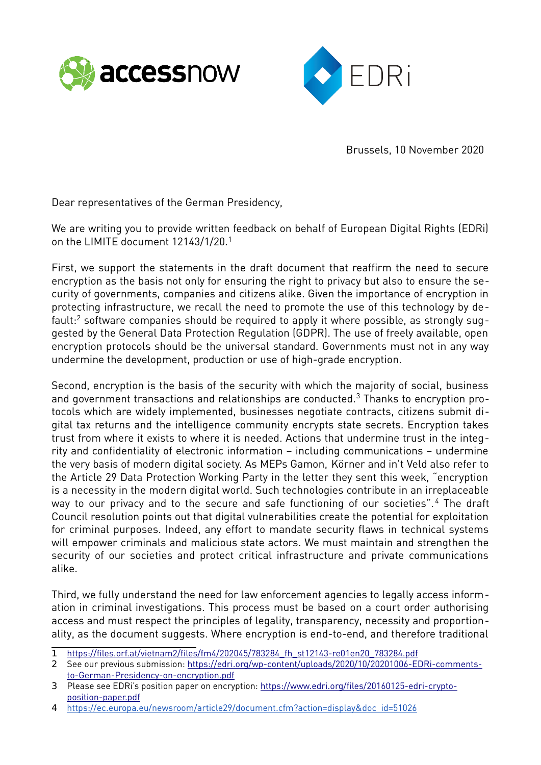Brussels, 10 November 2020

Dear representatives of the German Presidency,

We are writing you to provide written feedback on behalf of European Digital Rights (EDRi) on the LIMITE document 12143/1/20.[1]

First, we support the statements in the draft document that reaffirm the need to secure encryption as the basis not only for ensuring the right to privacy but also to ensure the security of governments, companies and citizens alike. Given the importance of encryption in protecting infrastructure, we recall the need to promote the use of this technology by default:[2] software companies should be required to apply it where possible, as strongly suggested by the General Data Protection Regulation (GDPR). The use of freely available, open encryption protocols should be the universal standard. Governments must not in any way undermine the development, production or use of high-grade encryption.

Second, encryption is the basis of the security with which the majority of social, business and government transactions and relationships are conducted.[3] Thanks to encryption protocols which are widely implemented, businesses negotiate contracts, citizens submit digital tax returns and the intelligence community encrypts state secrets. Encryption takes trust from where it exists to where it is needed. Actions that undermine trust in the integrity and confidentiality of electronic information – including communications – undermine the very basis of modern digital society. As MEPs Gamon, Körner and in't Veld also refer to the Article 29 Data Protection Working Party in the letter they sent this week, "encryption is a necessity in the modern digital world. Such technologies contribute in an irreplaceable way to our privacy and to the secure and safe functioning of our societies".[4] The draft Council resolution points out that digital vulnerabilities create the potential for exploitation for criminal purposes. Indeed, any effort to mandate security flaws in technical systems will empower criminals and malicious state actors. We must maintain and strengthen the security of our societies and protect critical infrastructure and private communications alike.

Third, we fully understand the need for law enforcement agencies to legally access information in criminal investigations. This process must be based on a court order authorising access and must respect the principles of legality, transparency, necessity and proportionality, as the document suggests. Where encryption is end-to-end, and therefore traditional

---

1 https://files.orf.at/vietnam2/files/fm4/202045/783284_fh_st12143-re01en20_783284.pdf

2 See our previous submission: https://edri.org/wp-content/uploads/2020/10/20201006-EDRi-comments-to-German-Presidency-on-encryption.pdf

3 Please see EDRi's position paper on encryption: https://www.edri.org/files/20160125-edri-crypto-position-paper.pdf

4 https://ec.europa.eu/newsroom/article29/document.cfm?action=display&doc_id=51026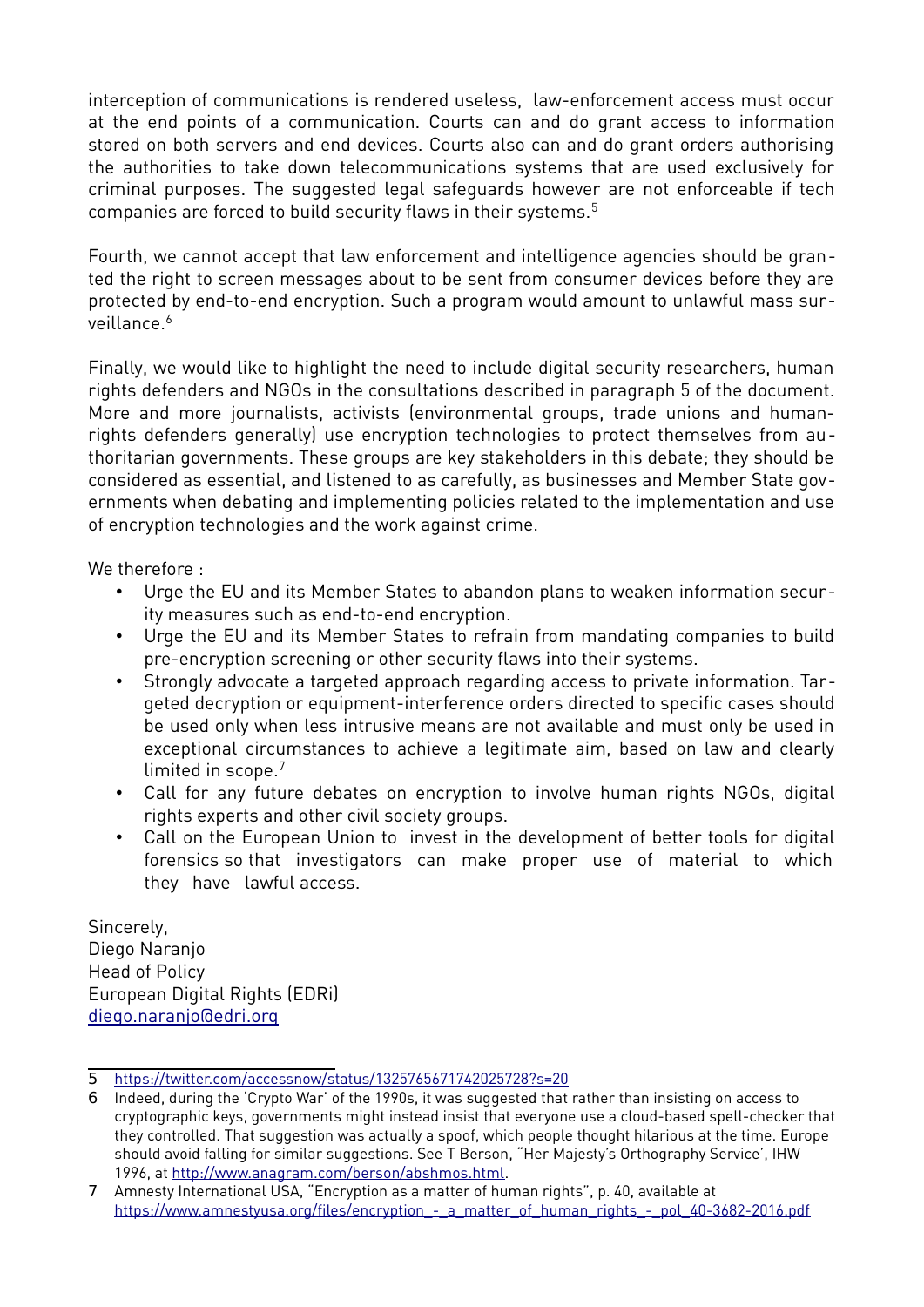interception of communications is rendered useless, law-enforcement access must occur at the end points of a communication. Courts can and do grant access to information stored on both servers and end devices. Courts also can and do grant orders authorising the authorities to take down telecommunications systems that are used exclusively for criminal purposes. The suggested legal safeguards however are not enforceable if tech companies are forced to build security flaws in their systems.[5]

Fourth, we cannot accept that law enforcement and intelligence agencies should be granted the right to screen messages about to be sent from consumer devices before they are protected by end-to-end encryption. Such a program would amount to unlawful mass surveillance.[6]

Finally, we would like to highlight the need to include digital security researchers, human rights defenders and NGOs in the consultations described in paragraph 5 of the document. More and more journalists, activists (environmental groups, trade unions and human-rights defenders generally) use encryption technologies to protect themselves from authoritarian governments. These groups are key stakeholders in this debate; they should be considered as essential, and listened to as carefully, as businesses and Member State governments when debating and implementing policies related to the implementation and use of encryption technologies and the work against crime.

We therefore :

- Urge the EU and its Member States to abandon plans to weaken information security measures such as end-to-end encryption.
- Urge the EU and its Member States to refrain from mandating companies to build pre-encryption screening or other security flaws into their systems.
- Strongly advocate a targeted approach regarding access to private information. Targeted decryption or equipment-interference orders directed to specific cases should be used only when less intrusive means are not available and must only be used in exceptional circumstances to achieve a legitimate aim, based on law and clearly limited in scope.[7]
- Call for any future debates on encryption to involve human rights NGOs, digital rights experts and other civil society groups.
- Call on the European Union to invest in the development of better tools for digital forensics so that investigators can make proper use of material to which they have lawful access.

Sincerely,
Diego Naranjo
Head of Policy
European Digital Rights (EDRi)
diego.naranjo@edri.org

---

5 https://twitter.com/accessnow/status/1325765671742025728?s=20

6 Indeed, during the 'Crypto War' of the 1990s, it was suggested that rather than insisting on access to cryptographic keys, governments might instead insist that everyone use a cloud-based spell-checker that they controlled. That suggestion was actually a spoof, which people thought hilarious at the time. Europe should avoid falling for similar suggestions. See T Berson, "Her Majesty's Orthography Service', IHW 1996, at http://www.anagram.com/berson/abshmos.html.

7 Amnesty International USA, "Encryption as a matter of human rights", p. 40, available at https://www.amnestyusa.org/files/encryption_-_a_matter_of_human_rights_-_pol_40-3682-2016.pdf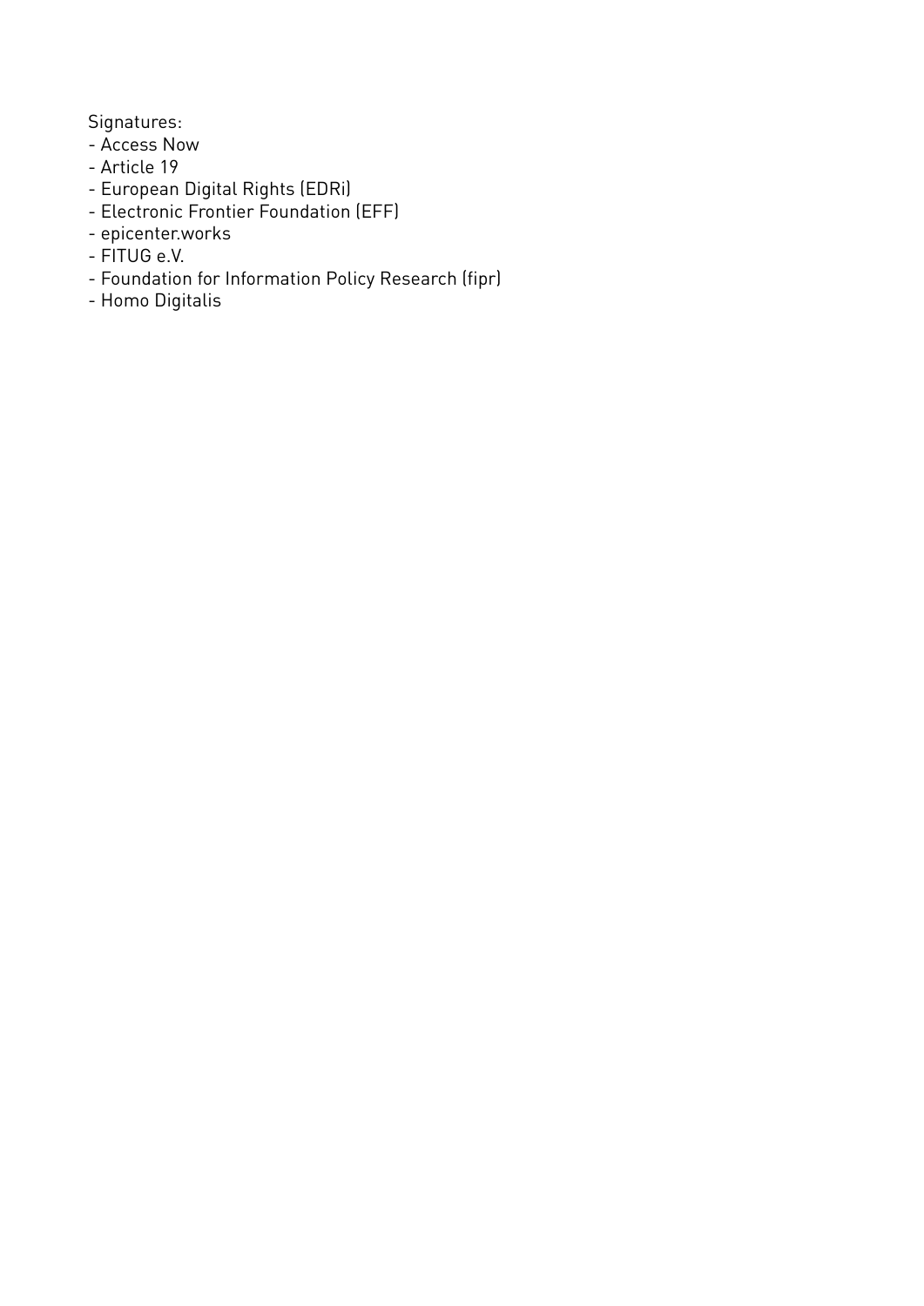Signatures:

- Access Now
- Article 19
- European Digital Rights (EDRi)
- Electronic Frontier Foundation (EFF)
- epicenter.works
- FITUG e.V.
- Foundation for Information Policy Research (fipr)
- Homo Digitalis